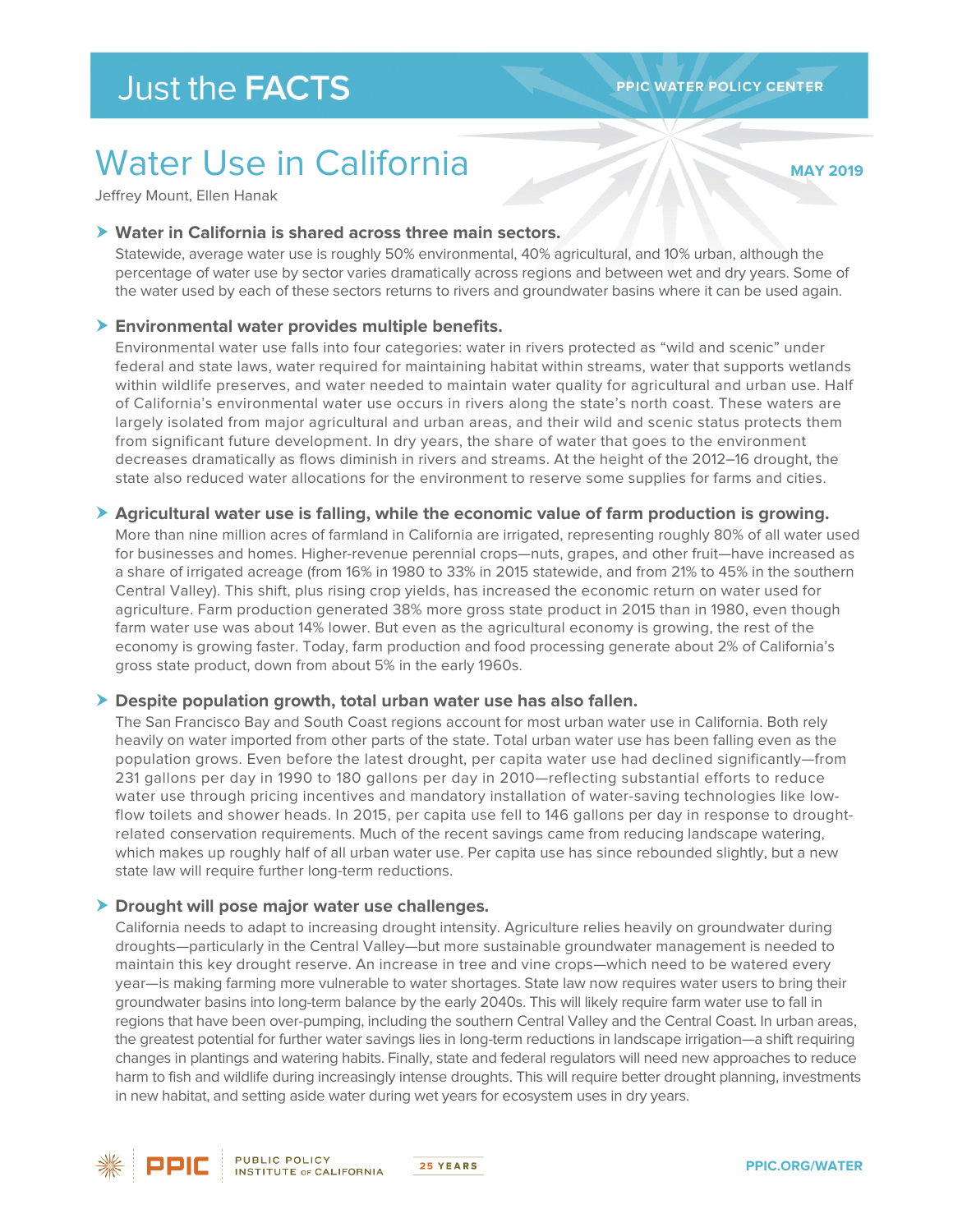Just the **FACTS**

PPIC WATER POLICY CENTER

# Water Use in California

MAY 2019

Jeffrey Mount, Ellen Hanak

## Water in California is shared across three main sectors.

Statewide, average water use is roughly 50% environmental, 40% agricultural, and 10% urban, although the percentage of water use by sector varies dramatically across regions and between wet and dry years. Some of the water used by each of these sectors returns to rivers and groundwater basins where it can be used again.

## Environmental water provides multiple benefits.

Environmental water use falls into four categories: water in rivers protected as "wild and scenic" under federal and state laws, water required for maintaining habitat within streams, water that supports wetlands within wildlife preserves, and water needed to maintain water quality for agricultural and urban use. Half of California's environmental water use occurs in rivers along the state's north coast. These waters are largely isolated from major agricultural and urban areas, and their wild and scenic status protects them from significant future development. In dry years, the share of water that goes to the environment decreases dramatically as flows diminish in rivers and streams. At the height of the 2012–16 drought, the state also reduced water allocations for the environment to reserve some supplies for farms and cities.

## Agricultural water use is falling, while the economic value of farm production is growing.

More than nine million acres of farmland in California are irrigated, representing roughly 80% of all water used for businesses and homes. Higher-revenue perennial crops—nuts, grapes, and other fruit—have increased as a share of irrigated acreage (from 16% in 1980 to 33% in 2015 statewide, and from 21% to 45% in the southern Central Valley). This shift, plus rising crop yields, has increased the economic return on water used for agriculture. Farm production generated 38% more gross state product in 2015 than in 1980, even though farm water use was about 14% lower. But even as the agricultural economy is growing, the rest of the economy is growing faster. Today, farm production and food processing generate about 2% of California's gross state product, down from about 5% in the early 1960s.

## Despite population growth, total urban water use has also fallen.

The San Francisco Bay and South Coast regions account for most urban water use in California. Both rely heavily on water imported from other parts of the state. Total urban water use has been falling even as the population grows. Even before the latest drought, per capita water use had declined significantly—from 231 gallons per day in 1990 to 180 gallons per day in 2010—reflecting substantial efforts to reduce water use through pricing incentives and mandatory installation of water-saving technologies like low-flow toilets and shower heads. In 2015, per capita use fell to 146 gallons per day in response to drought-related conservation requirements. Much of the recent savings came from reducing landscape watering, which makes up roughly half of all urban water use. Per capita use has since rebounded slightly, but a new state law will require further long-term reductions.

## Drought will pose major water use challenges.

California needs to adapt to increasing drought intensity. Agriculture relies heavily on groundwater during droughts—particularly in the Central Valley—but more sustainable groundwater management is needed to maintain this key drought reserve. An increase in tree and vine crops—which need to be watered every year—is making farming more vulnerable to water shortages. State law now requires water users to bring their groundwater basins into long-term balance by the early 2040s. This will likely require farm water use to fall in regions that have been over-pumping, including the southern Central Valley and the Central Coast. In urban areas, the greatest potential for further water savings lies in long-term reductions in landscape irrigation—a shift requiring changes in plantings and watering habits. Finally, state and federal regulators will need new approaches to reduce harm to fish and wildlife during increasingly intense droughts. This will require better drought planning, investments in new habitat, and setting aside water during wet years for ecosystem uses in dry years.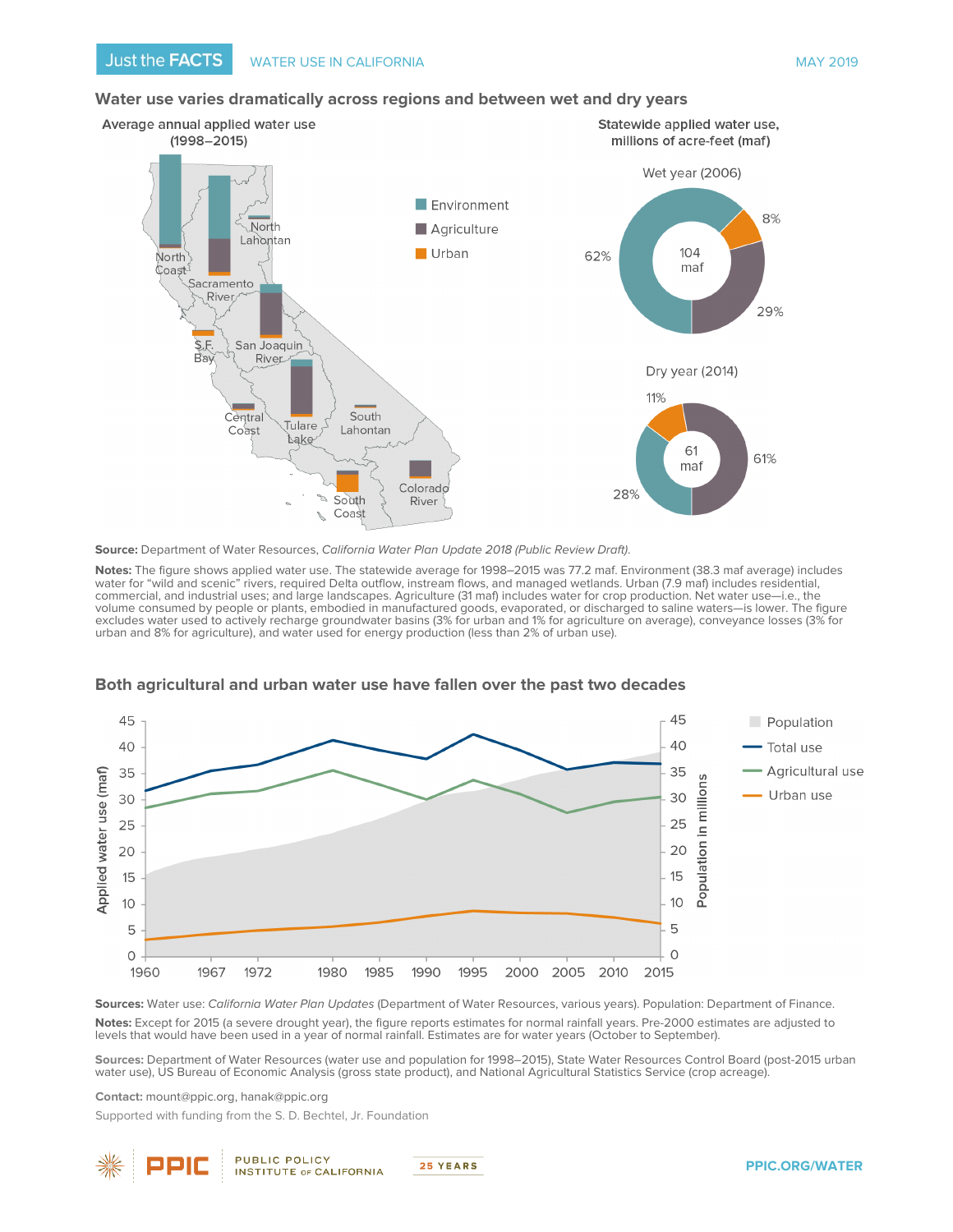Just the FACTS — WATER USE IN CALIFORNIA — MAY 2019

## Water use varies dramatically across regions and between wet and dry years

**Average annual applied water use (1998–2015)**

North Coast, Sacramento River, North Lahontan, S.F. Bay, San Joaquin River, Central Coast, Tulare Lake, South Lahontan, South Coast, Colorado River

Environment / Agriculture / Urban

**Statewide applied water use, millions of acre-feet (maf)**

Wet year (2006): 104 maf — 62%, 29%, 8%

Dry year (2014): 61 maf — 28%, 61%, 11%

**Source:** Department of Water Resources, *California Water Plan Update 2018 (Public Review Draft)*.

**Notes:** The figure shows applied water use. The statewide average for 1998–2015 was 77.2 maf. Environment (38.3 maf average) includes water for "wild and scenic" rivers, required Delta outflow, instream flows, and managed wetlands. Urban (7.9 maf) includes residential, commercial, and industrial uses; and large landscapes. Agriculture (31 maf) includes water for crop production. Net water use—i.e., the volume consumed by people or plants, embodied in manufactured goods, evaporated, or discharged to saline waters—is lower. The figure excludes water used to actively recharge groundwater basins (3% for urban and 1% for agriculture on average), conveyance losses (3% for urban and 8% for agriculture), and water used for energy production (less than 2% of urban use).

## Both agricultural and urban water use have fallen over the past two decades

Applied water use (maf) / Population in millions — 1960, 1967, 1972, 1980, 1985, 1990, 1995, 2000, 2005, 2010, 2015

Population / Total use / Agricultural use / Urban use

**Sources:** Water use: *California Water Plan Updates* (Department of Water Resources, various years). Population: Department of Finance.

**Notes:** Except for 2015 (a severe drought year), the figure reports estimates for normal rainfall years. Pre-2000 estimates are adjusted to levels that would have been used in a year of normal rainfall. Estimates are for water years (October to September).

**Sources:** Department of Water Resources (water use and population for 1998–2015), State Water Resources Control Board (post-2015 urban water use), US Bureau of Economic Analysis (gross state product), and National Agricultural Statistics Service (crop acreage).

**Contact:** mount@ppic.org, hanak@ppic.org

Supported with funding from the S. D. Bechtel, Jr. Foundation

PPIC PUBLIC POLICY INSTITUTE OF CALIFORNIA — 25 YEARS — PPIC.ORG/WATER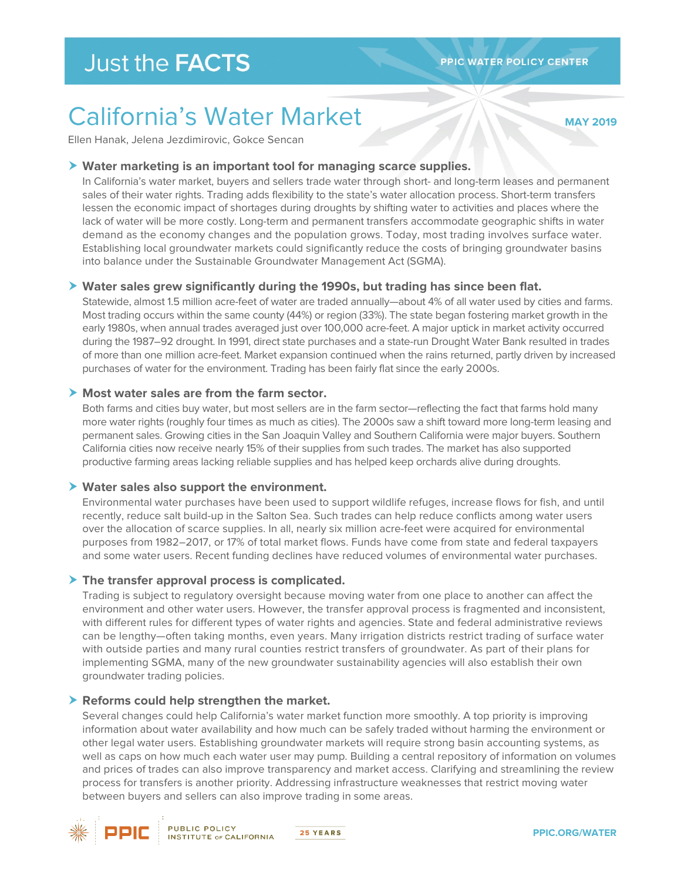# Just the FACTS

PPIC WATER POLICY CENTER

## California's Water Market

MAY 2019

Ellen Hanak, Jelena Jezdimirovic, Gokce Sencan

### Water marketing is an important tool for managing scarce supplies.

In California's water market, buyers and sellers trade water through short- and long-term leases and permanent sales of their water rights. Trading adds flexibility to the state's water allocation process. Short-term transfers lessen the economic impact of shortages during droughts by shifting water to activities and places where the lack of water will be more costly. Long-term and permanent transfers accommodate geographic shifts in water demand as the economy changes and the population grows. Today, most trading involves surface water. Establishing local groundwater markets could significantly reduce the costs of bringing groundwater basins into balance under the Sustainable Groundwater Management Act (SGMA).

### Water sales grew significantly during the 1990s, but trading has since been flat.

Statewide, almost 1.5 million acre-feet of water are traded annually—about 4% of all water used by cities and farms. Most trading occurs within the same county (44%) or region (33%). The state began fostering market growth in the early 1980s, when annual trades averaged just over 100,000 acre-feet. A major uptick in market activity occurred during the 1987–92 drought. In 1991, direct state purchases and a state-run Drought Water Bank resulted in trades of more than one million acre-feet. Market expansion continued when the rains returned, partly driven by increased purchases of water for the environment. Trading has been fairly flat since the early 2000s.

### Most water sales are from the farm sector.

Both farms and cities buy water, but most sellers are in the farm sector—reflecting the fact that farms hold many more water rights (roughly four times as much as cities). The 2000s saw a shift toward more long-term leasing and permanent sales. Growing cities in the San Joaquin Valley and Southern California were major buyers. Southern California cities now receive nearly 15% of their supplies from such trades. The market has also supported productive farming areas lacking reliable supplies and has helped keep orchards alive during droughts.

### Water sales also support the environment.

Environmental water purchases have been used to support wildlife refuges, increase flows for fish, and until recently, reduce salt build-up in the Salton Sea. Such trades can help reduce conflicts among water users over the allocation of scarce supplies. In all, nearly six million acre-feet were acquired for environmental purposes from 1982–2017, or 17% of total market flows. Funds have come from state and federal taxpayers and some water users. Recent funding declines have reduced volumes of environmental water purchases.

### The transfer approval process is complicated.

Trading is subject to regulatory oversight because moving water from one place to another can affect the environment and other water users. However, the transfer approval process is fragmented and inconsistent, with different rules for different types of water rights and agencies. State and federal administrative reviews can be lengthy—often taking months, even years. Many irrigation districts restrict trading of surface water with outside parties and many rural counties restrict transfers of groundwater. As part of their plans for implementing SGMA, many of the new groundwater sustainability agencies will also establish their own groundwater trading policies.

### Reforms could help strengthen the market.

Several changes could help California's water market function more smoothly. A top priority is improving information about water availability and how much can be safely traded without harming the environment or other legal water users. Establishing groundwater markets will require strong basin accounting systems, as well as caps on how much each water user may pump. Building a central repository of information on volumes and prices of trades can also improve transparency and market access. Clarifying and streamlining the review process for transfers is another priority. Addressing infrastructure weaknesses that restrict moving water between buyers and sellers can also improve trading in some areas.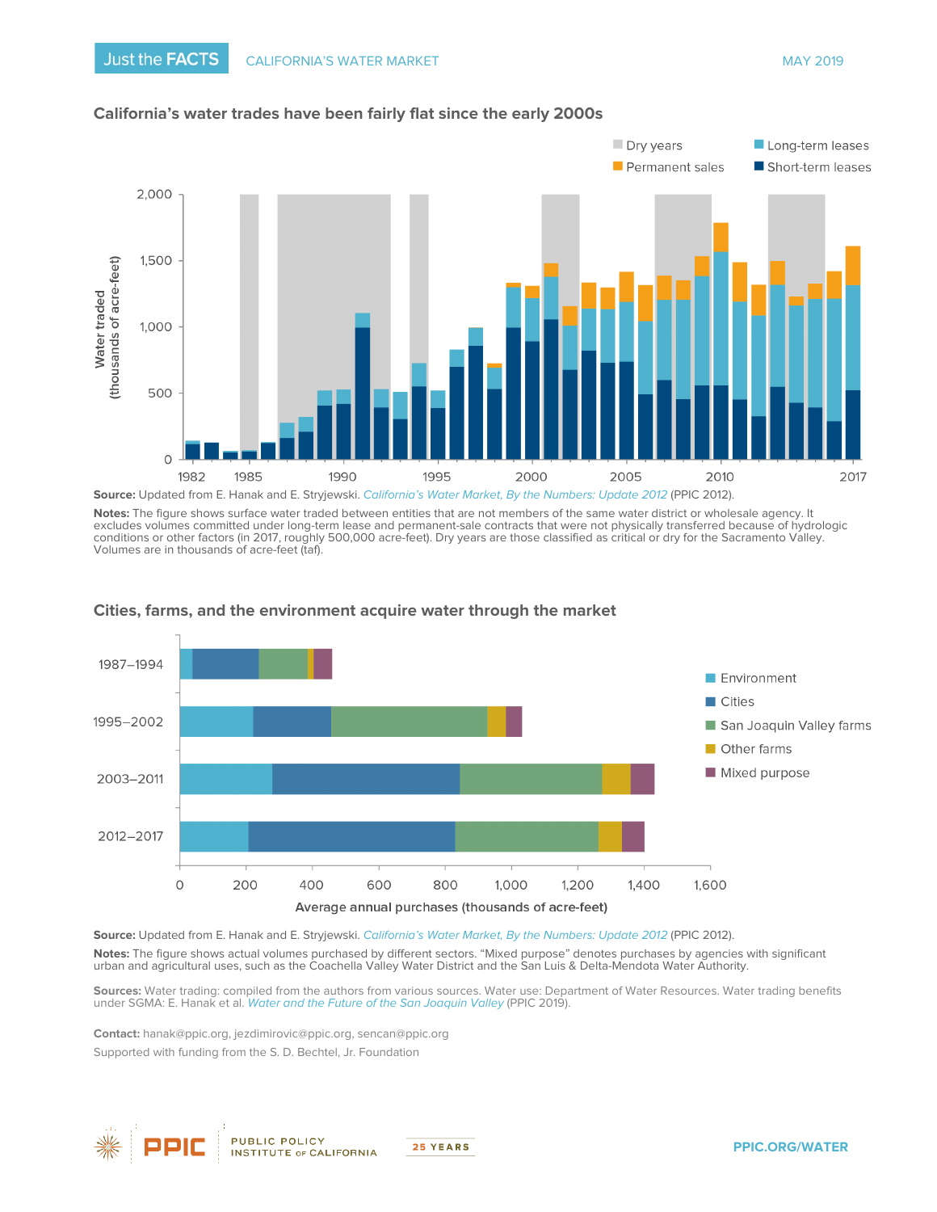## California's water trades have been fairly flat since the early 2000s

**Source:** Updated from E. Hanak and E. Stryjewski. *California's Water Market, By the Numbers: Update 2012* (PPIC 2012).

**Notes:** The figure shows surface water traded between entities that are not members of the same water district or wholesale agency. It excludes volumes committed under long-term lease and permanent-sale contracts that were not physically transferred because of hydrologic conditions or other factors (in 2017, roughly 500,000 acre-feet). Dry years are those classified as critical or dry for the Sacramento Valley. Volumes are in thousands of acre-feet (taf).

## Cities, farms, and the environment acquire water through the market

**Source:** Updated from E. Hanak and E. Stryjewski. *California's Water Market, By the Numbers: Update 2012* (PPIC 2012).

**Notes:** The figure shows actual volumes purchased by different sectors. "Mixed purpose" denotes purchases by agencies with significant urban and agricultural uses, such as the Coachella Valley Water District and the San Luis & Delta-Mendota Water Authority.

**Sources:** Water trading: compiled from the authors from various sources. Water use: Department of Water Resources. Water trading benefits under SGMA: E. Hanak et al. *Water and the Future of the San Joaquin Valley* (PPIC 2019).

**Contact:** hanak@ppic.org, jezdimirovic@ppic.org, sencan@ppic.org

Supported with funding from the S. D. Bechtel, Jr. Foundation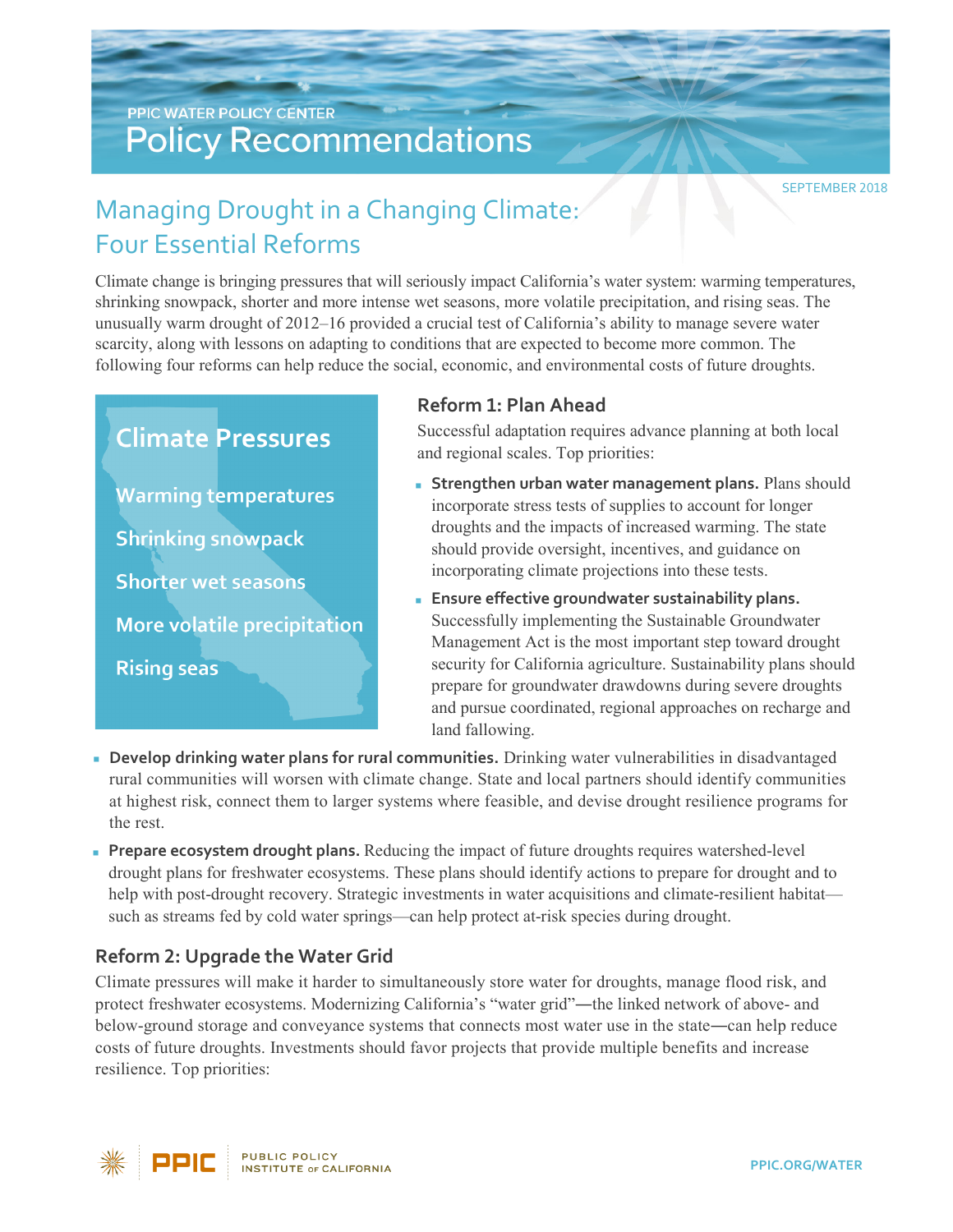PPIC WATER POLICY CENTER

# Policy Recommendations

SEPTEMBER 2018

## Managing Drought in a Changing Climate: Four Essential Reforms

Climate change is bringing pressures that will seriously impact California's water system: warming temperatures, shrinking snowpack, shorter and more intense wet seasons, more volatile precipitation, and rising seas. The unusually warm drought of 2012–16 provided a crucial test of California's ability to manage severe water scarcity, along with lessons on adapting to conditions that are expected to become more common. The following four reforms can help reduce the social, economic, and environmental costs of future droughts.

**Climate Pressures**

- Warming temperatures
- Shrinking snowpack
- Shorter wet seasons
- More volatile precipitation
- Rising seas

### Reform 1: Plan Ahead

Successful adaptation requires advance planning at both local and regional scales. Top priorities:

- **Strengthen urban water management plans.** Plans should incorporate stress tests of supplies to account for longer droughts and the impacts of increased warming. The state should provide oversight, incentives, and guidance on incorporating climate projections into these tests.
- **Ensure effective groundwater sustainability plans.** Successfully implementing the Sustainable Groundwater Management Act is the most important step toward drought security for California agriculture. Sustainability plans should prepare for groundwater drawdowns during severe droughts and pursue coordinated, regional approaches on recharge and land fallowing.
- **Develop drinking water plans for rural communities.** Drinking water vulnerabilities in disadvantaged rural communities will worsen with climate change. State and local partners should identify communities at highest risk, connect them to larger systems where feasible, and devise drought resilience programs for the rest.
- **Prepare ecosystem drought plans.** Reducing the impact of future droughts requires watershed-level drought plans for freshwater ecosystems. These plans should identify actions to prepare for drought and to help with post-drought recovery. Strategic investments in water acquisitions and climate-resilient habitat—such as streams fed by cold water springs—can help protect at-risk species during drought.

### Reform 2: Upgrade the Water Grid

Climate pressures will make it harder to simultaneously store water for droughts, manage flood risk, and protect freshwater ecosystems. Modernizing California's "water grid"—the linked network of above- and below-ground storage and conveyance systems that connects most water use in the state—can help reduce costs of future droughts. Investments should favor projects that provide multiple benefits and increase resilience. Top priorities: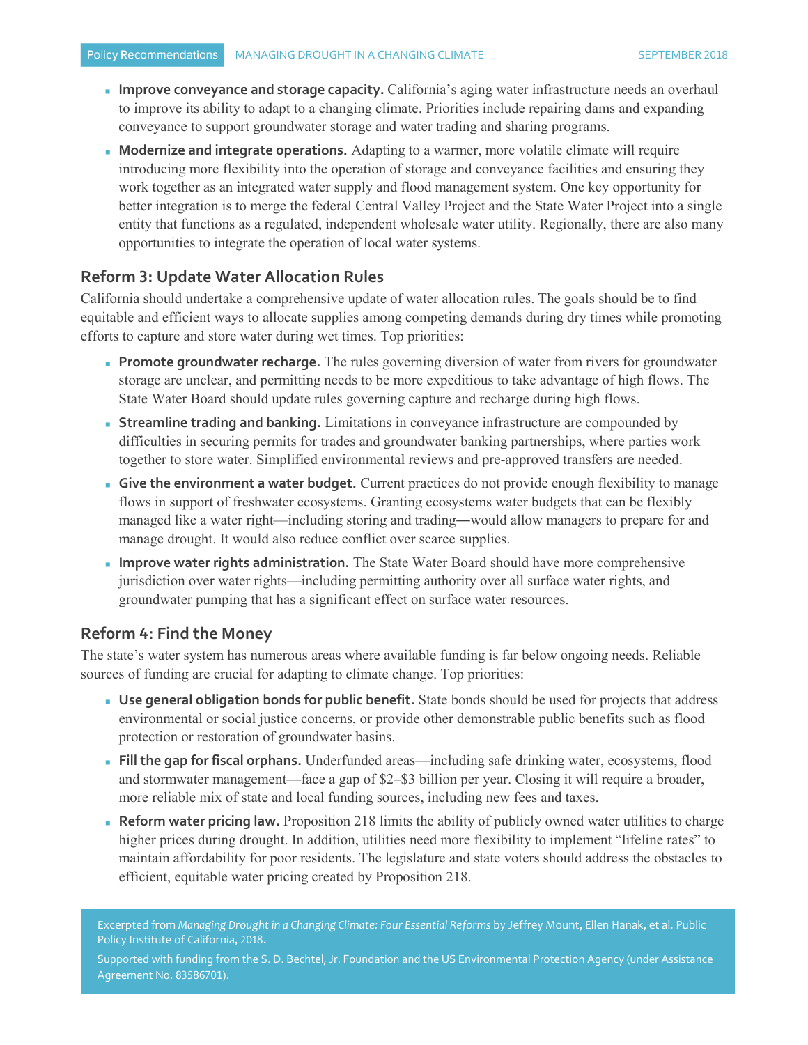- **Improve conveyance and storage capacity.** California's aging water infrastructure needs an overhaul to improve its ability to adapt to a changing climate. Priorities include repairing dams and expanding conveyance to support groundwater storage and water trading and sharing programs.
- **Modernize and integrate operations.** Adapting to a warmer, more volatile climate will require introducing more flexibility into the operation of storage and conveyance facilities and ensuring they work together as an integrated water supply and flood management system. One key opportunity for better integration is to merge the federal Central Valley Project and the State Water Project into a single entity that functions as a regulated, independent wholesale water utility. Regionally, there are also many opportunities to integrate the operation of local water systems.

## Reform 3: Update Water Allocation Rules

California should undertake a comprehensive update of water allocation rules. The goals should be to find equitable and efficient ways to allocate supplies among competing demands during dry times while promoting efforts to capture and store water during wet times. Top priorities:

- **Promote groundwater recharge.** The rules governing diversion of water from rivers for groundwater storage are unclear, and permitting needs to be more expeditious to take advantage of high flows. The State Water Board should update rules governing capture and recharge during high flows.
- **Streamline trading and banking.** Limitations in conveyance infrastructure are compounded by difficulties in securing permits for trades and groundwater banking partnerships, where parties work together to store water. Simplified environmental reviews and pre-approved transfers are needed.
- **Give the environment a water budget.** Current practices do not provide enough flexibility to manage flows in support of freshwater ecosystems. Granting ecosystems water budgets that can be flexibly managed like a water right—including storing and trading—would allow managers to prepare for and manage drought. It would also reduce conflict over scarce supplies.
- **Improve water rights administration.** The State Water Board should have more comprehensive jurisdiction over water rights—including permitting authority over all surface water rights, and groundwater pumping that has a significant effect on surface water resources.

## Reform 4: Find the Money

The state's water system has numerous areas where available funding is far below ongoing needs. Reliable sources of funding are crucial for adapting to climate change. Top priorities:

- **Use general obligation bonds for public benefit.** State bonds should be used for projects that address environmental or social justice concerns, or provide other demonstrable public benefits such as flood protection or restoration of groundwater basins.
- **Fill the gap for fiscal orphans.** Underfunded areas—including safe drinking water, ecosystems, flood and stormwater management—face a gap of \$2–\$3 billion per year. Closing it will require a broader, more reliable mix of state and local funding sources, including new fees and taxes.
- **Reform water pricing law.** Proposition 218 limits the ability of publicly owned water utilities to charge higher prices during drought. In addition, utilities need more flexibility to implement "lifeline rates" to maintain affordability for poor residents. The legislature and state voters should address the obstacles to efficient, equitable water pricing created by Proposition 218.

Excerpted from *Managing Drought in a Changing Climate: Four Essential Reforms* by Jeffrey Mount, Ellen Hanak, et al. Public Policy Institute of California, 2018.

Supported with funding from the S. D. Bechtel, Jr. Foundation and the US Environmental Protection Agency (under Assistance Agreement No. 83586701).